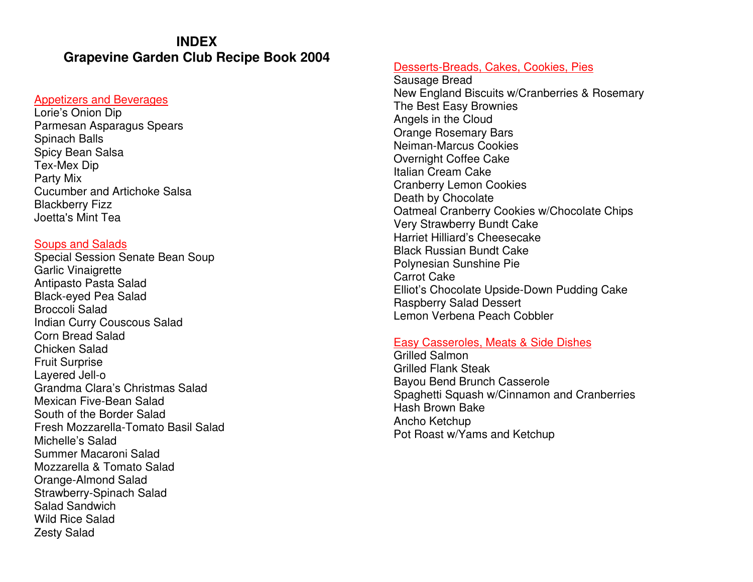# INDEX
# Grapevine Garden Club Recipe Book 2004

## Appetizers and Beverages

Lorie's Onion Dip
Parmesan Asparagus Spears
Spinach Balls
Spicy Bean Salsa
Tex-Mex Dip
Party Mix
Cucumber and Artichoke Salsa
Blackberry Fizz
Joetta's Mint Tea

## Soups and Salads

Special Session Senate Bean Soup
Garlic Vinaigrette
Antipasto Pasta Salad
Black-eyed Pea Salad
Broccoli Salad
Indian Curry Couscous Salad
Corn Bread Salad
Chicken Salad
Fruit Surprise
Layered Jell-o
Grandma Clara's Christmas Salad
Mexican Five-Bean Salad
South of the Border Salad
Fresh Mozzarella-Tomato Basil Salad
Michelle's Salad
Summer Macaroni Salad
Mozzarella & Tomato Salad
Orange-Almond Salad
Strawberry-Spinach Salad
Salad Sandwich
Wild Rice Salad
Zesty Salad

## Desserts-Breads, Cakes, Cookies, Pies

Sausage Bread
New England Biscuits w/Cranberries & Rosemary
The Best Easy Brownies
Angels in the Cloud
Orange Rosemary Bars
Neiman-Marcus Cookies
Overnight Coffee Cake
Italian Cream Cake
Cranberry Lemon Cookies
Death by Chocolate
Oatmeal Cranberry Cookies w/Chocolate Chips
Very Strawberry Bundt Cake
Harriet Hilliard's Cheesecake
Black Russian Bundt Cake
Polynesian Sunshine Pie
Carrot Cake
Elliot's Chocolate Upside-Down Pudding Cake
Raspberry Salad Dessert
Lemon Verbena Peach Cobbler

## Easy Casseroles, Meats & Side Dishes

Grilled Salmon
Grilled Flank Steak
Bayou Bend Brunch Casserole
Spaghetti Squash w/Cinnamon and Cranberries
Hash Brown Bake
Ancho Ketchup
Pot Roast w/Yams and Ketchup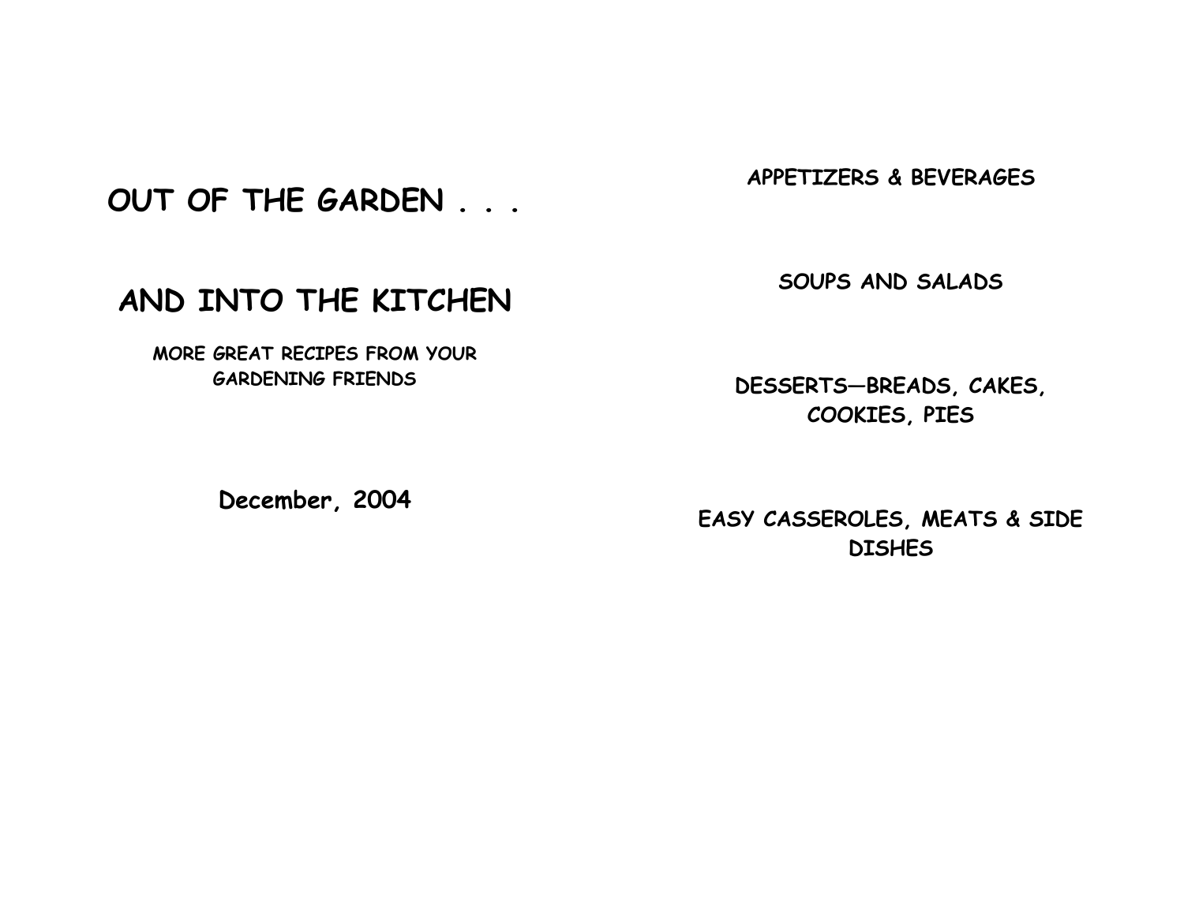# OUT OF THE GARDEN . . .

# AND INTO THE KITCHEN

**MORE GREAT RECIPES FROM YOUR GARDENING FRIENDS**

**December, 2004**

**APPETIZERS & BEVERAGES**

**SOUPS AND SALADS**

**DESSERTS—BREADS, CAKES, COOKIES, PIES**

**EASY CASSEROLES, MEATS & SIDE DISHES**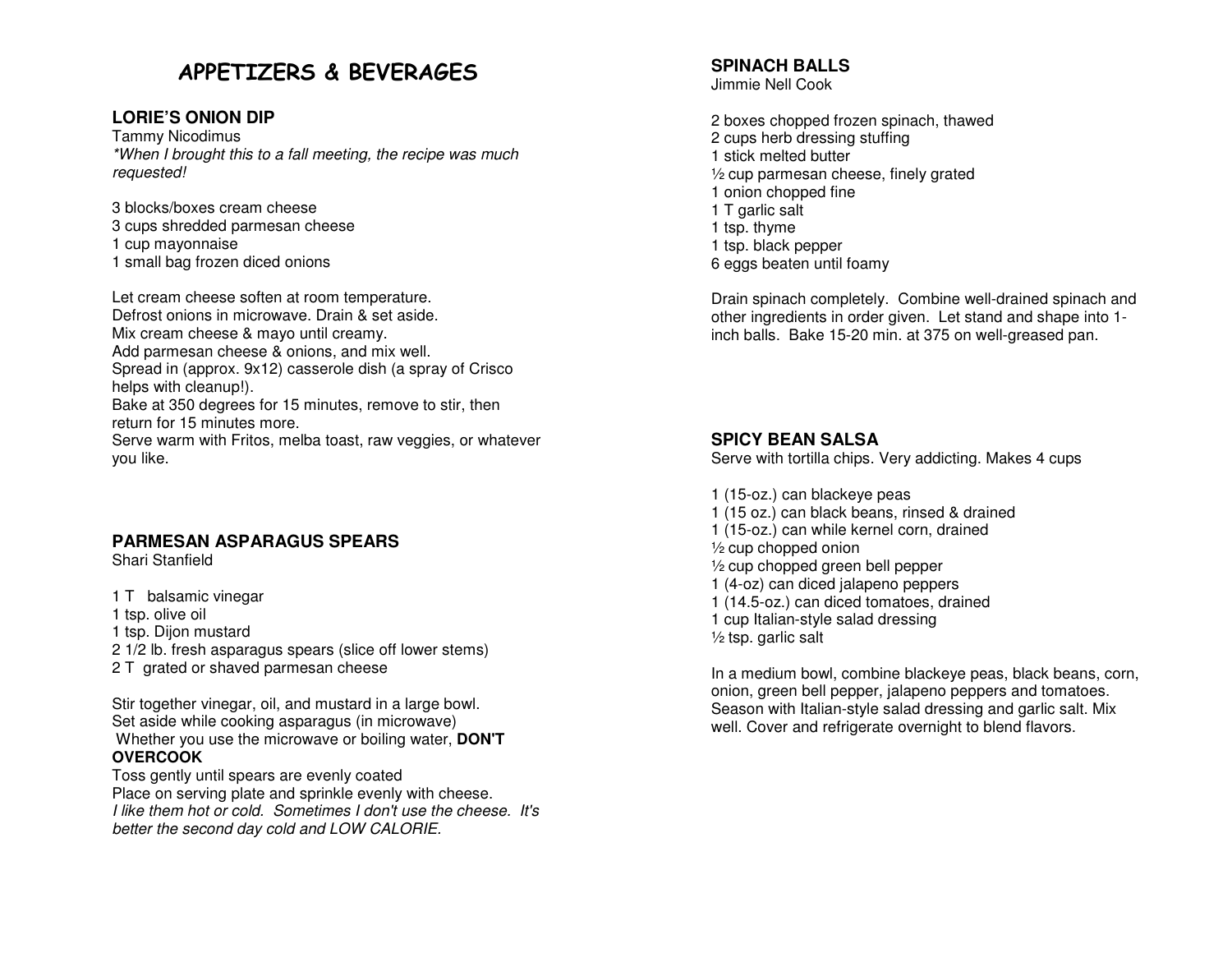# APPETIZERS & BEVERAGES

## LORIE'S ONION DIP

Tammy Nicodimus

*\*When I brought this to a fall meeting, the recipe was much requested!*

3 blocks/boxes cream cheese
3 cups shredded parmesan cheese
1 cup mayonnaise
1 small bag frozen diced onions

Let cream cheese soften at room temperature.
Defrost onions in microwave. Drain & set aside.
Mix cream cheese & mayo until creamy.
Add parmesan cheese & onions, and mix well.
Spread in (approx. 9x12) casserole dish (a spray of Crisco helps with cleanup!).
Bake at 350 degrees for 15 minutes, remove to stir, then return for 15 minutes more.
Serve warm with Fritos, melba toast, raw veggies, or whatever you like.

## PARMESAN ASPARAGUS SPEARS

Shari Stanfield

1 T balsamic vinegar
1 tsp. olive oil
1 tsp. Dijon mustard
2 1/2 lb. fresh asparagus spears (slice off lower stems)
2 T grated or shaved parmesan cheese

Stir together vinegar, oil, and mustard in a large bowl.
Set aside while cooking asparagus (in microwave)
Whether you use the microwave or boiling water, **DON'T OVERCOOK**
Toss gently until spears are evenly coated
Place on serving plate and sprinkle evenly with cheese.
*I like them hot or cold. Sometimes I don't use the cheese. It's better the second day cold and LOW CALORIE.*

## SPINACH BALLS

Jimmie Nell Cook

2 boxes chopped frozen spinach, thawed
2 cups herb dressing stuffing
1 stick melted butter
½ cup parmesan cheese, finely grated
1 onion chopped fine
1 T garlic salt
1 tsp. thyme
1 tsp. black pepper
6 eggs beaten until foamy

Drain spinach completely. Combine well-drained spinach and other ingredients in order given. Let stand and shape into 1-inch balls. Bake 15-20 min. at 375 on well-greased pan.

## SPICY BEAN SALSA

Serve with tortilla chips. Very addicting. Makes 4 cups

1 (15-oz.) can blackeye peas
1 (15 oz.) can black beans, rinsed & drained
1 (15-oz.) can while kernel corn, drained
½ cup chopped onion
½ cup chopped green bell pepper
1 (4-oz) can diced jalapeno peppers
1 (14.5-oz.) can diced tomatoes, drained
1 cup Italian-style salad dressing
½ tsp. garlic salt

In a medium bowl, combine blackeye peas, black beans, corn, onion, green bell pepper, jalapeno peppers and tomatoes. Season with Italian-style salad dressing and garlic salt. Mix well. Cover and refrigerate overnight to blend flavors.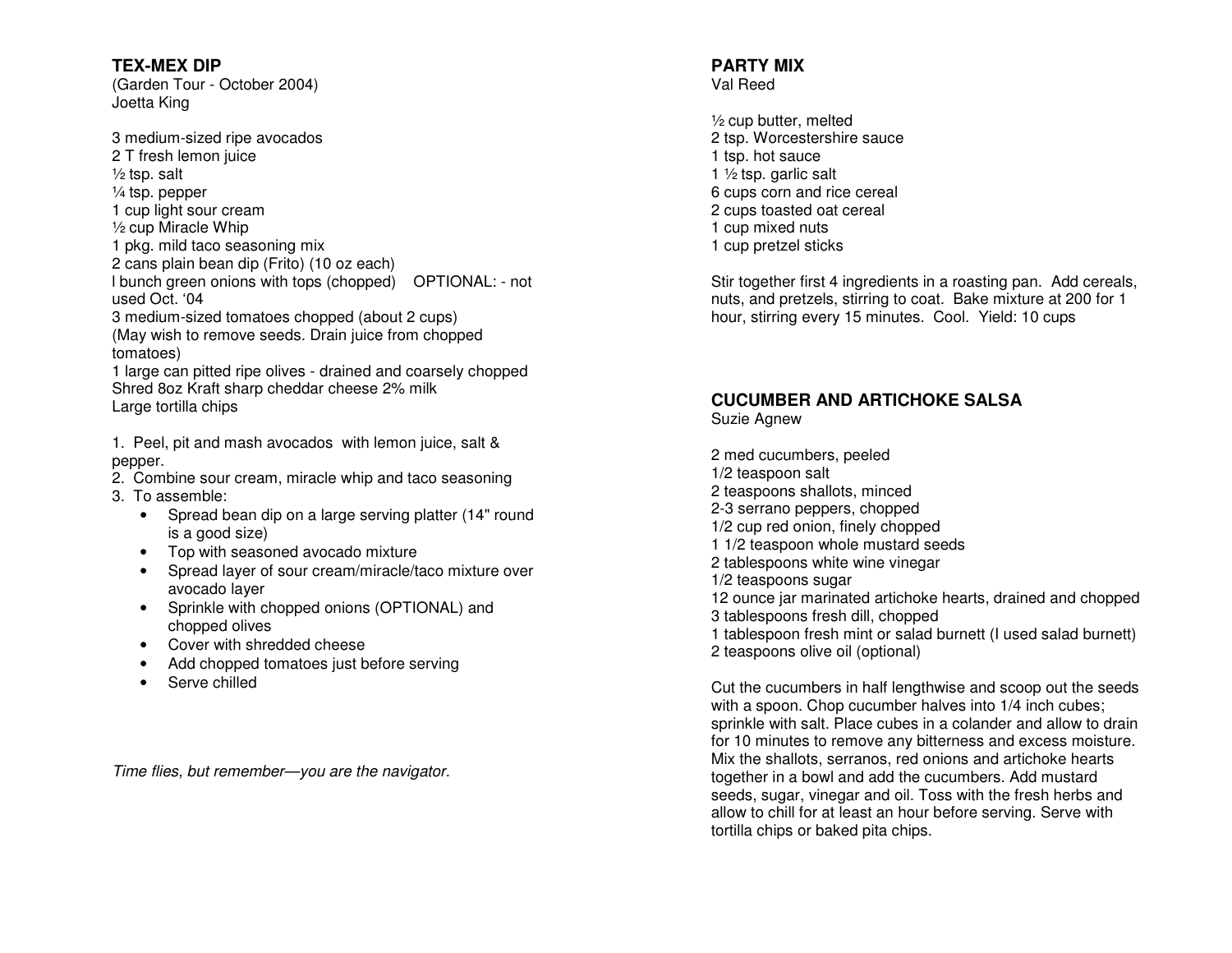### TEX-MEX DIP

(Garden Tour - October 2004)
Joetta King

3 medium-sized ripe avocados
2 T fresh lemon juice
½ tsp. salt
¼ tsp. pepper
1 cup light sour cream
½ cup Miracle Whip
1 pkg. mild taco seasoning mix
2 cans plain bean dip (Frito) (10 oz each)
l bunch green onions with tops (chopped) OPTIONAL: - not used Oct. '04
3 medium-sized tomatoes chopped (about 2 cups)
(May wish to remove seeds. Drain juice from chopped tomatoes)
1 large can pitted ripe olives - drained and coarsely chopped
Shred 8oz Kraft sharp cheddar cheese 2% milk
Large tortilla chips

1. Peel, pit and mash avocados with lemon juice, salt & pepper.
2. Combine sour cream, miracle whip and taco seasoning
3. To assemble:
   - Spread bean dip on a large serving platter (14" round is a good size)
   - Top with seasoned avocado mixture
   - Spread layer of sour cream/miracle/taco mixture over avocado layer
   - Sprinkle with chopped onions (OPTIONAL) and chopped olives
   - Cover with shredded cheese
   - Add chopped tomatoes just before serving
   - Serve chilled

*Time flies, but remember—you are the navigator.*

### PARTY MIX

Val Reed

½ cup butter, melted
2 tsp. Worcestershire sauce
1 tsp. hot sauce
1 ½ tsp. garlic salt
6 cups corn and rice cereal
2 cups toasted oat cereal
1 cup mixed nuts
1 cup pretzel sticks

Stir together first 4 ingredients in a roasting pan. Add cereals, nuts, and pretzels, stirring to coat. Bake mixture at 200 for 1 hour, stirring every 15 minutes. Cool. Yield: 10 cups

### CUCUMBER AND ARTICHOKE SALSA

Suzie Agnew

2 med cucumbers, peeled
1/2 teaspoon salt
2 teaspoons shallots, minced
2-3 serrano peppers, chopped
1/2 cup red onion, finely chopped
1 1/2 teaspoon whole mustard seeds
2 tablespoons white wine vinegar
1/2 teaspoons sugar
12 ounce jar marinated artichoke hearts, drained and chopped
3 tablespoons fresh dill, chopped
1 tablespoon fresh mint or salad burnett (I used salad burnett)
2 teaspoons olive oil (optional)

Cut the cucumbers in half lengthwise and scoop out the seeds with a spoon. Chop cucumber halves into 1/4 inch cubes; sprinkle with salt. Place cubes in a colander and allow to drain for 10 minutes to remove any bitterness and excess moisture. Mix the shallots, serranos, red onions and artichoke hearts together in a bowl and add the cucumbers. Add mustard seeds, sugar, vinegar and oil. Toss with the fresh herbs and allow to chill for at least an hour before serving. Serve with tortilla chips or baked pita chips.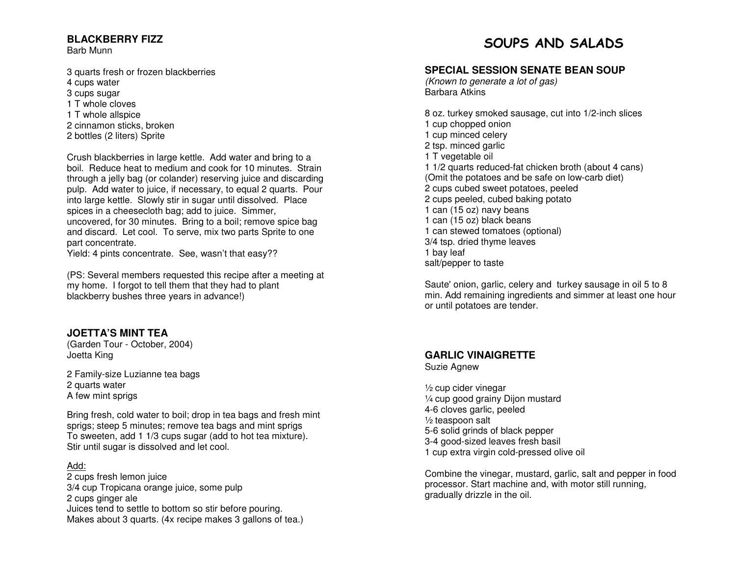### BLACKBERRY FIZZ
Barb Munn

3 quarts fresh or frozen blackberries
4 cups water
3 cups sugar
1 T whole cloves
1 T whole allspice
2 cinnamon sticks, broken
2 bottles (2 liters) Sprite

Crush blackberries in large kettle. Add water and bring to a boil. Reduce heat to medium and cook for 10 minutes. Strain through a jelly bag (or colander) reserving juice and discarding pulp. Add water to juice, if necessary, to equal 2 quarts. Pour into large kettle. Slowly stir in sugar until dissolved. Place spices in a cheesecloth bag; add to juice. Simmer, uncovered, for 30 minutes. Bring to a boil; remove spice bag and discard. Let cool. To serve, mix two parts Sprite to one part concentrate.
Yield: 4 pints concentrate. See, wasn't that easy??

(PS: Several members requested this recipe after a meeting at my home. I forgot to tell them that they had to plant blackberry bushes three years in advance!)

### JOETTA'S MINT TEA
(Garden Tour - October, 2004)
Joetta King

2 Family-size Luzianne tea bags
2 quarts water
A few mint sprigs

Bring fresh, cold water to boil; drop in tea bags and fresh mint sprigs; steep 5 minutes; remove tea bags and mint sprigs
To sweeten, add 1 1/3 cups sugar (add to hot tea mixture). Stir until sugar is dissolved and let cool.

Add:
2 cups fresh lemon juice
3/4 cup Tropicana orange juice, some pulp
2 cups ginger ale
Juices tend to settle to bottom so stir before pouring.
Makes about 3 quarts. (4x recipe makes 3 gallons of tea.)

# SOUPS AND SALADS

### SPECIAL SESSION SENATE BEAN SOUP
*(Known to generate a lot of gas)*
Barbara Atkins

8 oz. turkey smoked sausage, cut into 1/2-inch slices
1 cup chopped onion
1 cup minced celery
2 tsp. minced garlic
1 T vegetable oil
1 1/2 quarts reduced-fat chicken broth (about 4 cans)
(Omit the potatoes and be safe on low-carb diet)
2 cups cubed sweet potatoes, peeled
2 cups peeled, cubed baking potato
1 can (15 oz) navy beans
1 can (15 oz) black beans
1 can stewed tomatoes (optional)
3/4 tsp. dried thyme leaves
1 bay leaf
salt/pepper to taste

Saute' onion, garlic, celery and turkey sausage in oil 5 to 8 min. Add remaining ingredients and simmer at least one hour or until potatoes are tender.

### GARLIC VINAIGRETTE
Suzie Agnew

½ cup cider vinegar
¼ cup good grainy Dijon mustard
4-6 cloves garlic, peeled
½ teaspoon salt
5-6 solid grinds of black pepper
3-4 good-sized leaves fresh basil
1 cup extra virgin cold-pressed olive oil

Combine the vinegar, mustard, garlic, salt and pepper in food processor. Start machine and, with motor still running, gradually drizzle in the oil.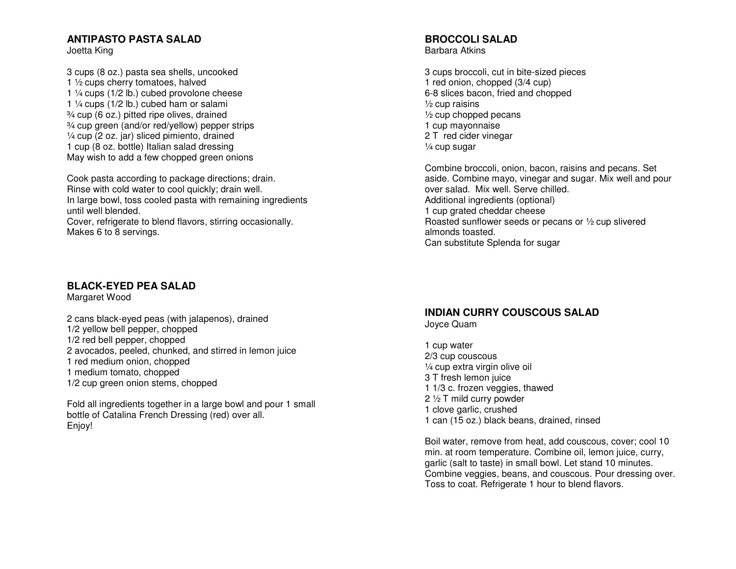## ANTIPASTO PASTA SALAD
Joetta King

3 cups (8 oz.) pasta sea shells, uncooked
1 ½ cups cherry tomatoes, halved
1 ¼ cups (1/2 lb.) cubed provolone cheese
1 ¼ cups (1/2 lb.) cubed ham or salami
¾ cup (6 oz.) pitted ripe olives, drained
¾ cup green (and/or red/yellow) pepper strips
¼ cup (2 oz. jar) sliced pimiento, drained
1 cup (8 oz. bottle) Italian salad dressing
May wish to add a few chopped green onions

Cook pasta according to package directions; drain.
Rinse with cold water to cool quickly; drain well.
In large bowl, toss cooled pasta with remaining ingredients until well blended.
Cover, refrigerate to blend flavors, stirring occasionally.
Makes 6 to 8 servings.

## BLACK-EYED PEA SALAD
Margaret Wood

2 cans black-eyed peas (with jalapenos), drained
1/2 yellow bell pepper, chopped
1/2 red bell pepper, chopped
2 avocados, peeled, chunked, and stirred in lemon juice
1 red medium onion, chopped
1 medium tomato, chopped
1/2 cup green onion stems, chopped

Fold all ingredients together in a large bowl and pour 1 small bottle of Catalina French Dressing (red) over all.
Enjoy!

## BROCCOLI SALAD
Barbara Atkins

3 cups broccoli, cut in bite-sized pieces
1 red onion, chopped (3/4 cup)
6-8 slices bacon, fried and chopped
½ cup raisins
½ cup chopped pecans
1 cup mayonnaise
2 T red cider vinegar
¼ cup sugar

Combine broccoli, onion, bacon, raisins and pecans. Set aside. Combine mayo, vinegar and sugar. Mix well and pour over salad. Mix well. Serve chilled.
Additional ingredients (optional)
1 cup grated cheddar cheese
Roasted sunflower seeds or pecans or ½ cup slivered almonds toasted.
Can substitute Splenda for sugar

## INDIAN CURRY COUSCOUS SALAD
Joyce Quam

1 cup water
2/3 cup couscous
¼ cup extra virgin olive oil
3 T fresh lemon juice
1 1/3 c. frozen veggies, thawed
2 ½ T mild curry powder
1 clove garlic, crushed
1 can (15 oz.) black beans, drained, rinsed

Boil water, remove from heat, add couscous, cover; cool 10 min. at room temperature. Combine oil, lemon juice, curry, garlic (salt to taste) in small bowl. Let stand 10 minutes. Combine veggies, beans, and couscous. Pour dressing over. Toss to coat. Refrigerate 1 hour to blend flavors.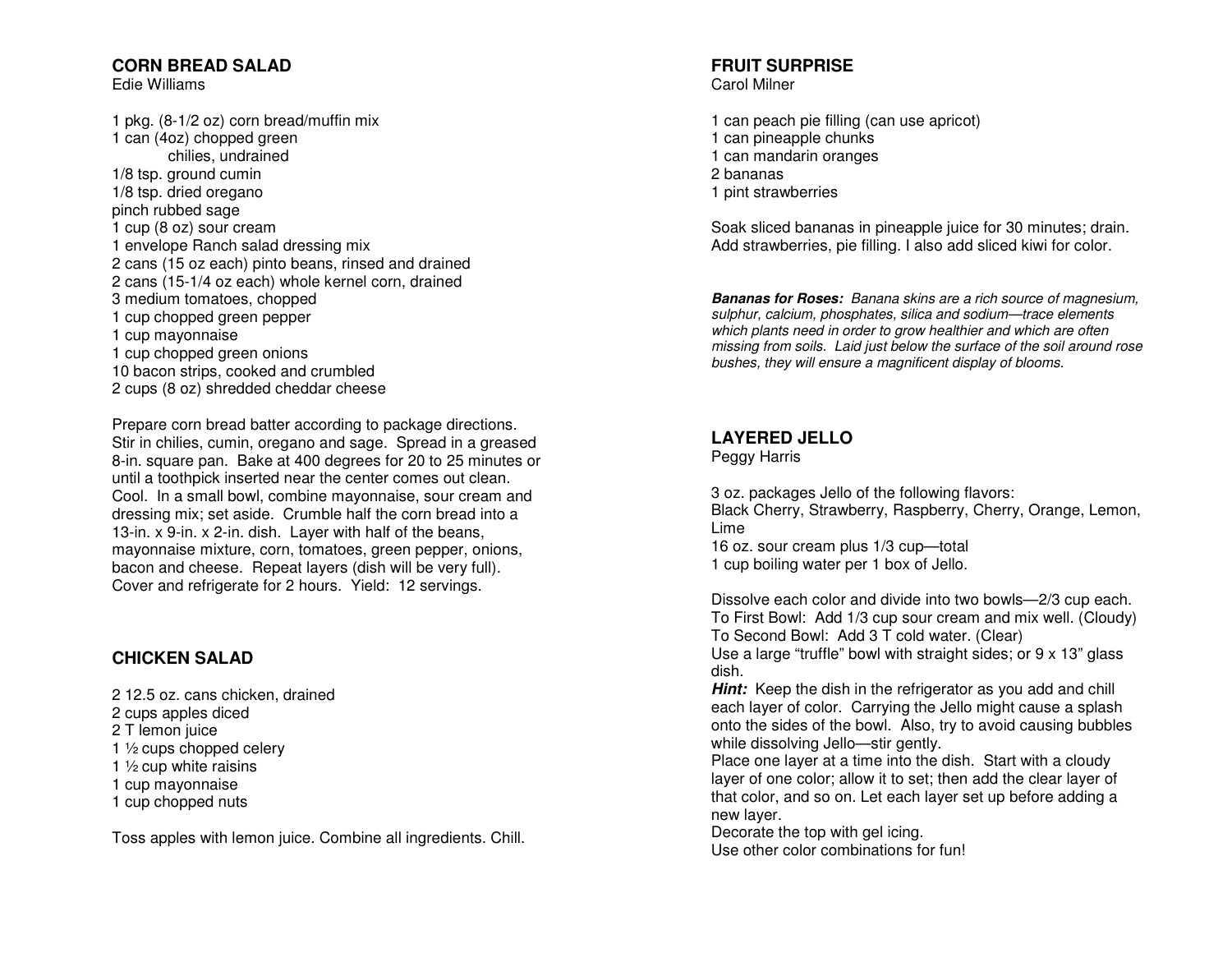## CORN BREAD SALAD

Edie Williams

1 pkg. (8-1/2 oz) corn bread/muffin mix
1 can (4oz) chopped green chilies, undrained
1/8 tsp. ground cumin
1/8 tsp. dried oregano
pinch rubbed sage
1 cup (8 oz) sour cream
1 envelope Ranch salad dressing mix
2 cans (15 oz each) pinto beans, rinsed and drained
2 cans (15-1/4 oz each) whole kernel corn, drained
3 medium tomatoes, chopped
1 cup chopped green pepper
1 cup mayonnaise
1 cup chopped green onions
10 bacon strips, cooked and crumbled
2 cups (8 oz) shredded cheddar cheese

Prepare corn bread batter according to package directions. Stir in chilies, cumin, oregano and sage. Spread in a greased 8-in. square pan. Bake at 400 degrees for 20 to 25 minutes or until a toothpick inserted near the center comes out clean. Cool. In a small bowl, combine mayonnaise, sour cream and dressing mix; set aside. Crumble half the corn bread into a 13-in. x 9-in. x 2-in. dish. Layer with half of the beans, mayonnaise mixture, corn, tomatoes, green pepper, onions, bacon and cheese. Repeat layers (dish will be very full). Cover and refrigerate for 2 hours. Yield: 12 servings.

## CHICKEN SALAD

2 12.5 oz. cans chicken, drained
2 cups apples diced
2 T lemon juice
1 ½ cups chopped celery
1 ½ cup white raisins
1 cup mayonnaise
1 cup chopped nuts

Toss apples with lemon juice. Combine all ingredients. Chill.

## FRUIT SURPRISE

Carol Milner

1 can peach pie filling (can use apricot)
1 can pineapple chunks
1 can mandarin oranges
2 bananas
1 pint strawberries

Soak sliced bananas in pineapple juice for 30 minutes; drain. Add strawberries, pie filling. I also add sliced kiwi for color.

***Bananas for Roses:*** *Banana skins are a rich source of magnesium, sulphur, calcium, phosphates, silica and sodium—trace elements which plants need in order to grow healthier and which are often missing from soils. Laid just below the surface of the soil around rose bushes, they will ensure a magnificent display of blooms.*

## LAYERED JELLO

Peggy Harris

3 oz. packages Jello of the following flavors:
Black Cherry, Strawberry, Raspberry, Cherry, Orange, Lemon, Lime
16 oz. sour cream plus 1/3 cup—total
1 cup boiling water per 1 box of Jello.

Dissolve each color and divide into two bowls—2/3 cup each.
To First Bowl: Add 1/3 cup sour cream and mix well. (Cloudy)
To Second Bowl: Add 3 T cold water. (Clear)
Use a large "truffle" bowl with straight sides; or 9 x 13" glass dish.
***Hint:*** Keep the dish in the refrigerator as you add and chill each layer of color. Carrying the Jello might cause a splash onto the sides of the bowl. Also, try to avoid causing bubbles while dissolving Jello—stir gently.
Place one layer at a time into the dish. Start with a cloudy layer of one color; allow it to set; then add the clear layer of that color, and so on. Let each layer set up before adding a new layer.
Decorate the top with gel icing.
Use other color combinations for fun!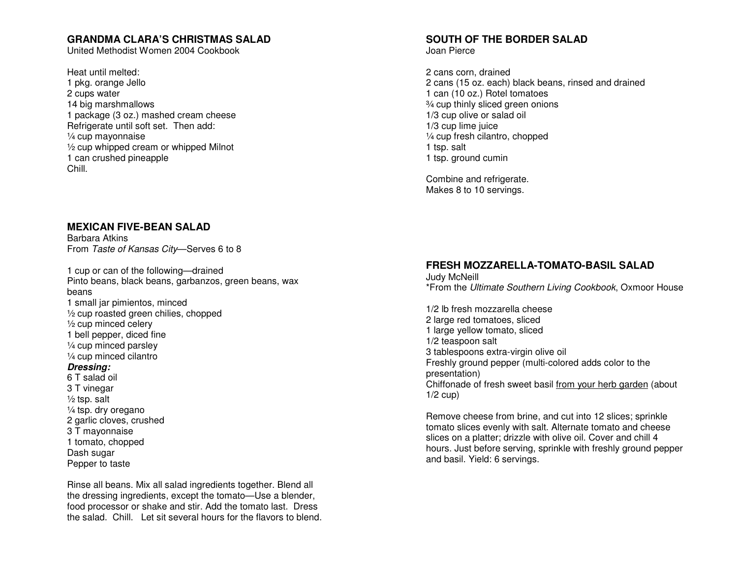## GRANDMA CLARA'S CHRISTMAS SALAD

United Methodist Women 2004 Cookbook

Heat until melted:
1 pkg. orange Jello
2 cups water
14 big marshmallows
1 package (3 oz.) mashed cream cheese
Refrigerate until soft set. Then add:
¼ cup mayonnaise
½ cup whipped cream or whipped Milnot
1 can crushed pineapple
Chill.

## MEXICAN FIVE-BEAN SALAD

Barbara Atkins
From *Taste of Kansas City*—Serves 6 to 8

1 cup or can of the following—drained
Pinto beans, black beans, garbanzos, green beans, wax beans
1 small jar pimientos, minced
½ cup roasted green chilies, chopped
½ cup minced celery
1 bell pepper, diced fine
¼ cup minced parsley
¼ cup minced cilantro

***Dressing:***

6 T salad oil
3 T vinegar
½ tsp. salt
¼ tsp. dry oregano
2 garlic cloves, crushed
3 T mayonnaise
1 tomato, chopped
Dash sugar
Pepper to taste

Rinse all beans. Mix all salad ingredients together. Blend all the dressing ingredients, except the tomato—Use a blender, food processor or shake and stir. Add the tomato last. Dress the salad. Chill. Let sit several hours for the flavors to blend.

## SOUTH OF THE BORDER SALAD

Joan Pierce

2 cans corn, drained
2 cans (15 oz. each) black beans, rinsed and drained
1 can (10 oz.) Rotel tomatoes
¾ cup thinly sliced green onions
1/3 cup olive or salad oil
1/3 cup lime juice
¼ cup fresh cilantro, chopped
1 tsp. salt
1 tsp. ground cumin

Combine and refrigerate.
Makes 8 to 10 servings.

## FRESH MOZZARELLA-TOMATO-BASIL SALAD

Judy McNeill
*From the *Ultimate Southern Living Cookbook*, Oxmoor House

1/2 lb fresh mozzarella cheese
2 large red tomatoes, sliced
1 large yellow tomato, sliced
1/2 teaspoon salt
3 tablespoons extra-virgin olive oil
Freshly ground pepper (multi-colored adds color to the presentation)
Chiffonade of fresh sweet basil <u>from your herb garden</u> (about 1/2 cup)

Remove cheese from brine, and cut into 12 slices; sprinkle tomato slices evenly with salt. Alternate tomato and cheese slices on a platter; drizzle with olive oil. Cover and chill 4 hours. Just before serving, sprinkle with freshly ground pepper and basil. Yield: 6 servings.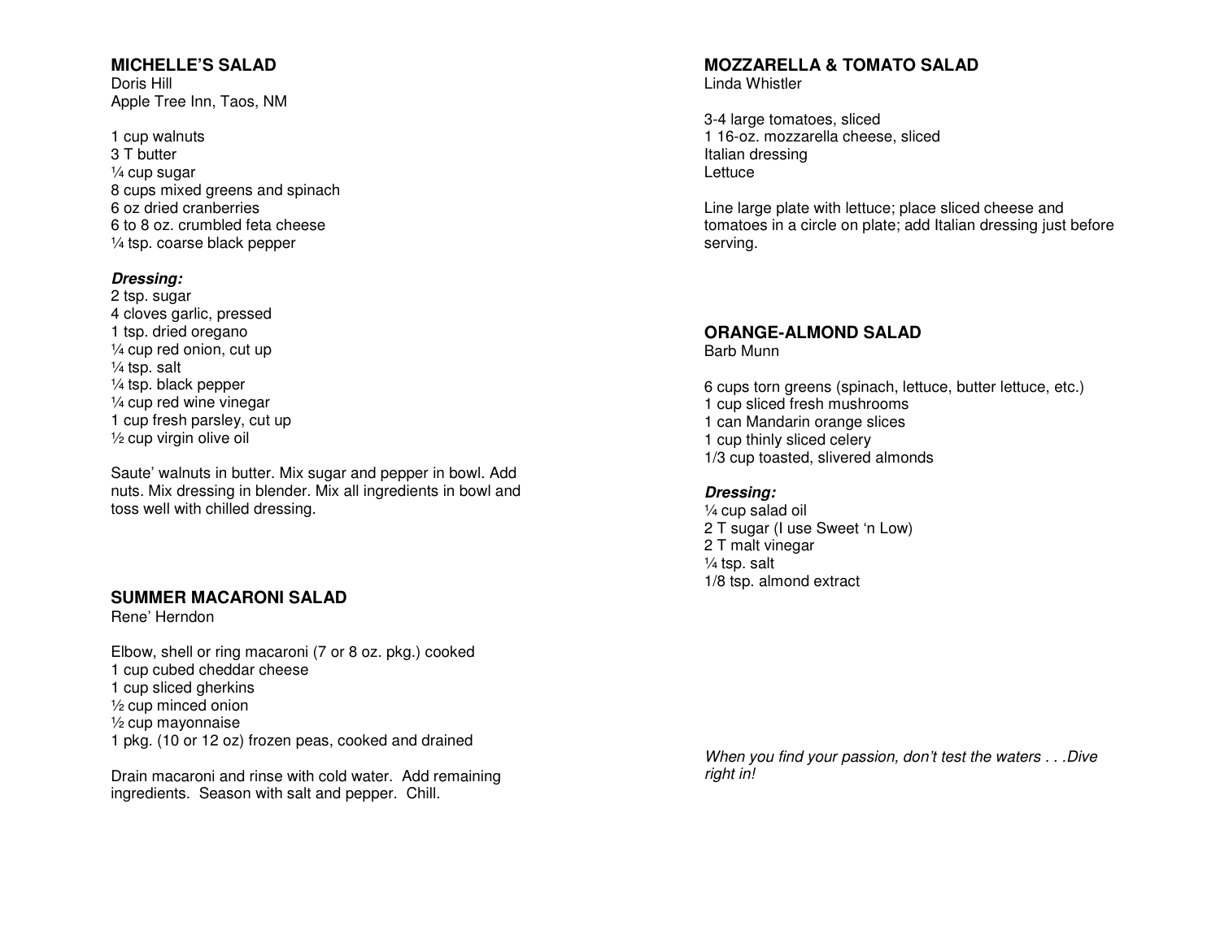## MICHELLE'S SALAD

Doris Hill
Apple Tree Inn, Taos, NM

1 cup walnuts
3 T butter
¼ cup sugar
8 cups mixed greens and spinach
6 oz dried cranberries
6 to 8 oz. crumbled feta cheese
¼ tsp. coarse black pepper

***Dressing:***
2 tsp. sugar
4 cloves garlic, pressed
1 tsp. dried oregano
¼ cup red onion, cut up
¼ tsp. salt
¼ tsp. black pepper
¼ cup red wine vinegar
1 cup fresh parsley, cut up
½ cup virgin olive oil

Saute' walnuts in butter. Mix sugar and pepper in bowl. Add nuts. Mix dressing in blender. Mix all ingredients in bowl and toss well with chilled dressing.

## SUMMER MACARONI SALAD

Rene' Herndon

Elbow, shell or ring macaroni (7 or 8 oz. pkg.) cooked
1 cup cubed cheddar cheese
1 cup sliced gherkins
½ cup minced onion
½ cup mayonnaise
1 pkg. (10 or 12 oz) frozen peas, cooked and drained

Drain macaroni and rinse with cold water. Add remaining ingredients. Season with salt and pepper. Chill.

## MOZZARELLA & TOMATO SALAD

Linda Whistler

3-4 large tomatoes, sliced
1 16-oz. mozzarella cheese, sliced
Italian dressing
Lettuce

Line large plate with lettuce; place sliced cheese and tomatoes in a circle on plate; add Italian dressing just before serving.

## ORANGE-ALMOND SALAD

Barb Munn

6 cups torn greens (spinach, lettuce, butter lettuce, etc.)
1 cup sliced fresh mushrooms
1 can Mandarin orange slices
1 cup thinly sliced celery
1/3 cup toasted, slivered almonds

***Dressing:***
¼ cup salad oil
2 T sugar (I use Sweet 'n Low)
2 T malt vinegar
¼ tsp. salt
1/8 tsp. almond extract

*When you find your passion, don't test the waters . . .Dive right in!*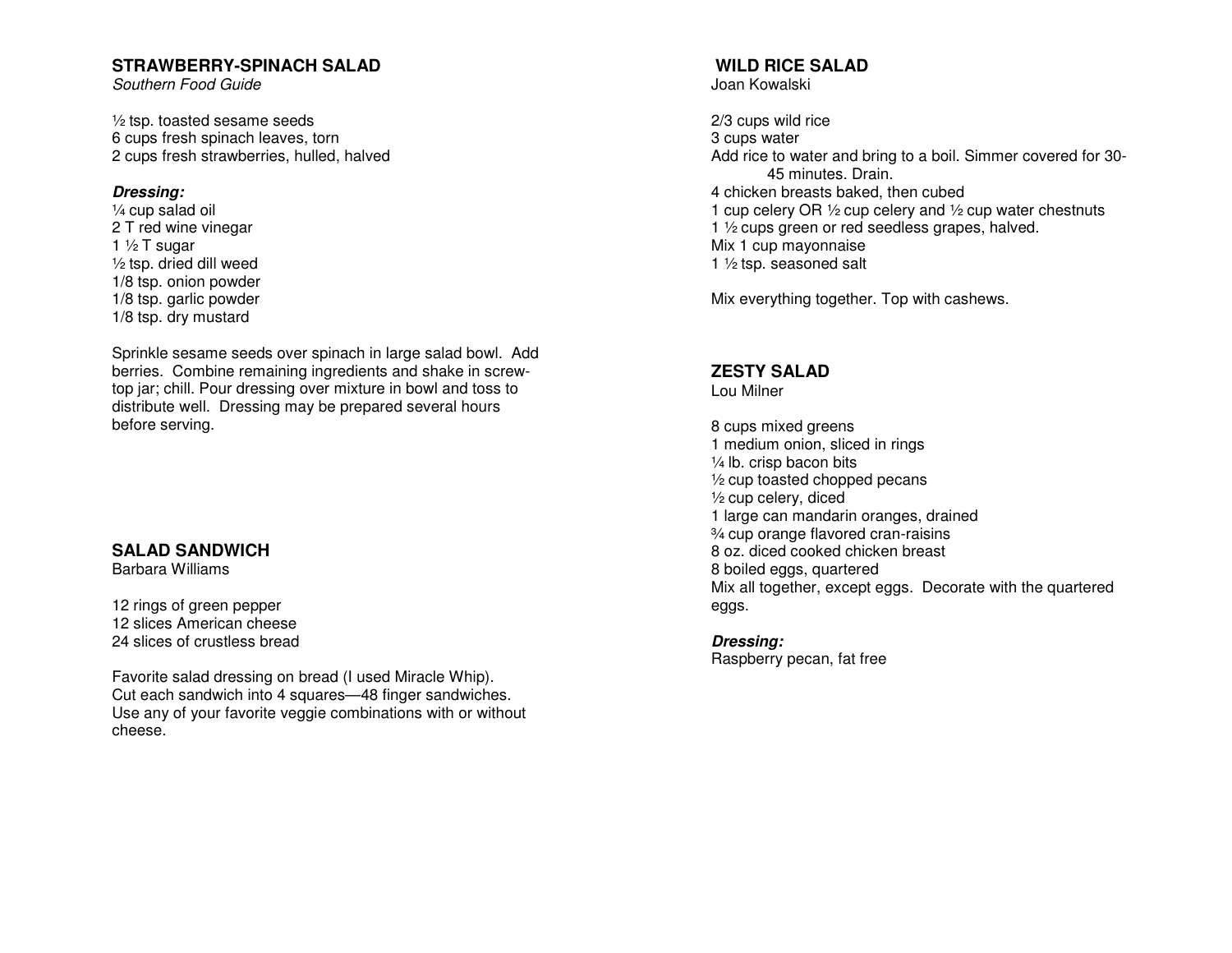## STRAWBERRY-SPINACH SALAD

*Southern Food Guide*

½ tsp. toasted sesame seeds
6 cups fresh spinach leaves, torn
2 cups fresh strawberries, hulled, halved

***Dressing:***
¼ cup salad oil
2 T red wine vinegar
1 ½ T sugar
½ tsp. dried dill weed
1/8 tsp. onion powder
1/8 tsp. garlic powder
1/8 tsp. dry mustard

Sprinkle sesame seeds over spinach in large salad bowl. Add berries. Combine remaining ingredients and shake in screw-top jar; chill. Pour dressing over mixture in bowl and toss to distribute well. Dressing may be prepared several hours before serving.

## SALAD SANDWICH

Barbara Williams

12 rings of green pepper
12 slices American cheese
24 slices of crustless bread

Favorite salad dressing on bread (I used Miracle Whip). Cut each sandwich into 4 squares—48 finger sandwiches. Use any of your favorite veggie combinations with or without cheese.

## WILD RICE SALAD

Joan Kowalski

2/3 cups wild rice
3 cups water
Add rice to water and bring to a boil. Simmer covered for 30-45 minutes. Drain.
4 chicken breasts baked, then cubed
1 cup celery OR ½ cup celery and ½ cup water chestnuts
1 ½ cups green or red seedless grapes, halved.
Mix 1 cup mayonnaise
1 ½ tsp. seasoned salt

Mix everything together. Top with cashews.

## ZESTY SALAD

Lou Milner

8 cups mixed greens
1 medium onion, sliced in rings
¼ lb. crisp bacon bits
½ cup toasted chopped pecans
½ cup celery, diced
1 large can mandarin oranges, drained
¾ cup orange flavored cran-raisins
8 oz. diced cooked chicken breast
8 boiled eggs, quartered
Mix all together, except eggs. Decorate with the quartered eggs.

***Dressing:***
Raspberry pecan, fat free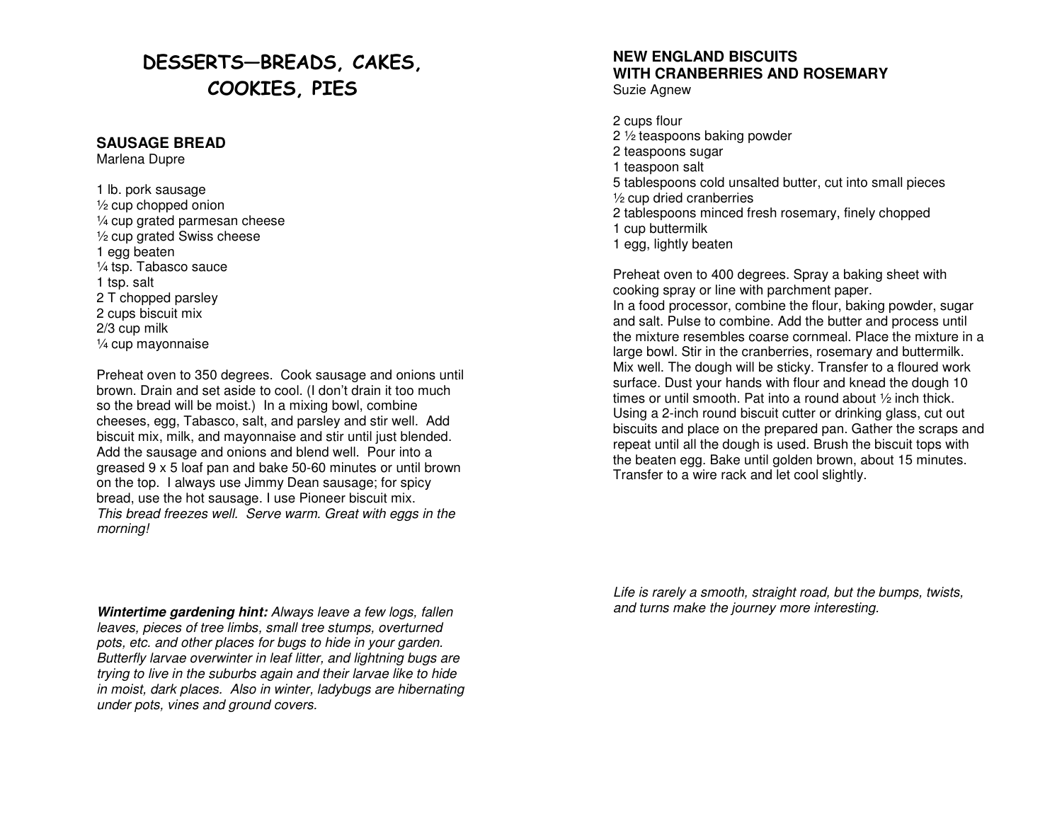# DESSERTS—BREADS, CAKES, COOKIES, PIES

## SAUSAGE BREAD

Marlena Dupre

1 lb. pork sausage
½ cup chopped onion
¼ cup grated parmesan cheese
½ cup grated Swiss cheese
1 egg beaten
¼ tsp. Tabasco sauce
1 tsp. salt
2 T chopped parsley
2 cups biscuit mix
2/3 cup milk
¼ cup mayonnaise

Preheat oven to 350 degrees. Cook sausage and onions until brown. Drain and set aside to cool. (I don't drain it too much so the bread will be moist.) In a mixing bowl, combine cheeses, egg, Tabasco, salt, and parsley and stir well. Add biscuit mix, milk, and mayonnaise and stir until just blended. Add the sausage and onions and blend well. Pour into a greased 9 x 5 loaf pan and bake 50-60 minutes or until brown on the top. I always use Jimmy Dean sausage; for spicy bread, use the hot sausage. I use Pioneer biscuit mix.
*This bread freezes well. Serve warm. Great with eggs in the morning!*

***Wintertime gardening hint:*** *Always leave a few logs, fallen leaves, pieces of tree limbs, small tree stumps, overturned pots, etc. and other places for bugs to hide in your garden. Butterfly larvae overwinter in leaf litter, and lightning bugs are trying to live in the suburbs again and their larvae like to hide in moist, dark places. Also in winter, ladybugs are hibernating under pots, vines and ground covers.*

## NEW ENGLAND BISCUITS WITH CRANBERRIES AND ROSEMARY

Suzie Agnew

2 cups flour
2 ½ teaspoons baking powder
2 teaspoons sugar
1 teaspoon salt
5 tablespoons cold unsalted butter, cut into small pieces
½ cup dried cranberries
2 tablespoons minced fresh rosemary, finely chopped
1 cup buttermilk
1 egg, lightly beaten

Preheat oven to 400 degrees. Spray a baking sheet with cooking spray or line with parchment paper.
In a food processor, combine the flour, baking powder, sugar and salt. Pulse to combine. Add the butter and process until the mixture resembles coarse cornmeal. Place the mixture in a large bowl. Stir in the cranberries, rosemary and buttermilk. Mix well. The dough will be sticky. Transfer to a floured work surface. Dust your hands with flour and knead the dough 10 times or until smooth. Pat into a round about ½ inch thick. Using a 2-inch round biscuit cutter or drinking glass, cut out biscuits and place on the prepared pan. Gather the scraps and repeat until all the dough is used. Brush the biscuit tops with the beaten egg. Bake until golden brown, about 15 minutes. Transfer to a wire rack and let cool slightly.

*Life is rarely a smooth, straight road, but the bumps, twists, and turns make the journey more interesting.*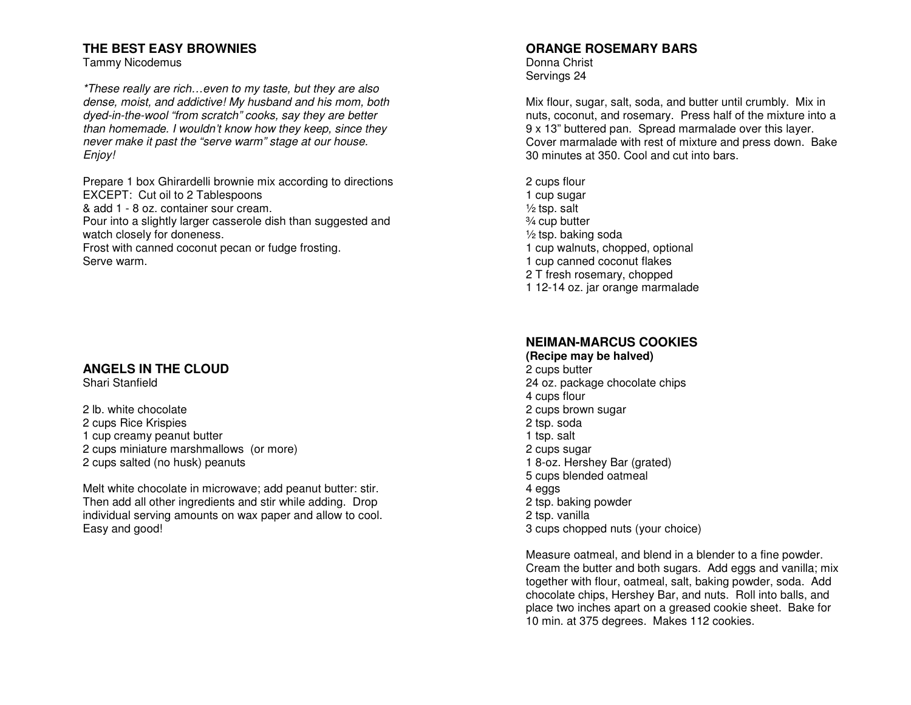### THE BEST EASY BROWNIES

Tammy Nicodemus

*\*These really are rich…even to my taste, but they are also dense, moist, and addictive! My husband and his mom, both dyed-in-the-wool “from scratch” cooks, say they are better than homemade. I wouldn’t know how they keep, since they never make it past the “serve warm” stage at our house. Enjoy!*

Prepare 1 box Ghirardelli brownie mix according to directions
EXCEPT: Cut oil to 2 Tablespoons
& add 1 - 8 oz. container sour cream.
Pour into a slightly larger casserole dish than suggested and watch closely for doneness.
Frost with canned coconut pecan or fudge frosting.
Serve warm.

### ANGELS IN THE CLOUD

Shari Stanfield

2 lb. white chocolate
2 cups Rice Krispies
1 cup creamy peanut butter
2 cups miniature marshmallows (or more)
2 cups salted (no husk) peanuts

Melt white chocolate in microwave; add peanut butter: stir. Then add all other ingredients and stir while adding. Drop individual serving amounts on wax paper and allow to cool. Easy and good!

### ORANGE ROSEMARY BARS

Donna Christ
Servings 24

Mix flour, sugar, salt, soda, and butter until crumbly. Mix in nuts, coconut, and rosemary. Press half of the mixture into a 9 x 13” buttered pan. Spread marmalade over this layer. Cover marmalade with rest of mixture and press down. Bake 30 minutes at 350. Cool and cut into bars.

2 cups flour
1 cup sugar
½ tsp. salt
¾ cup butter
½ tsp. baking soda
1 cup walnuts, chopped, optional
1 cup canned coconut flakes
2 T fresh rosemary, chopped
1 12-14 oz. jar orange marmalade

### NEIMAN-MARCUS COOKIES

**(Recipe may be halved)**

2 cups butter
24 oz. package chocolate chips
4 cups flour
2 cups brown sugar
2 tsp. soda
1 tsp. salt
2 cups sugar
1 8-oz. Hershey Bar (grated)
5 cups blended oatmeal
4 eggs
2 tsp. baking powder
2 tsp. vanilla
3 cups chopped nuts (your choice)

Measure oatmeal, and blend in a blender to a fine powder. Cream the butter and both sugars. Add eggs and vanilla; mix together with flour, oatmeal, salt, baking powder, soda. Add chocolate chips, Hershey Bar, and nuts. Roll into balls, and place two inches apart on a greased cookie sheet. Bake for 10 min. at 375 degrees. Makes 112 cookies.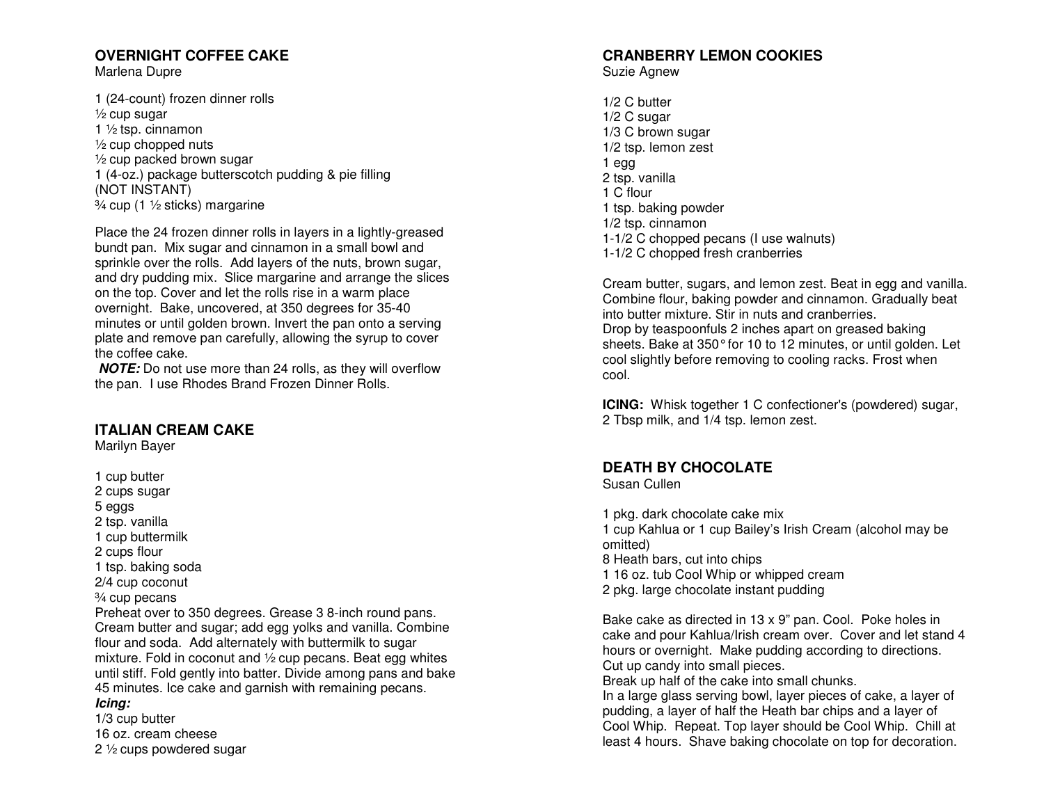## OVERNIGHT COFFEE CAKE

Marlena Dupre

1 (24-count) frozen dinner rolls
½ cup sugar
1 ½ tsp. cinnamon
½ cup chopped nuts
½ cup packed brown sugar
1 (4-oz.) package butterscotch pudding & pie filling (NOT INSTANT)
¾ cup (1 ½ sticks) margarine

Place the 24 frozen dinner rolls in layers in a lightly-greased bundt pan. Mix sugar and cinnamon in a small bowl and sprinkle over the rolls. Add layers of the nuts, brown sugar, and dry pudding mix. Slice margarine and arrange the slices on the top. Cover and let the rolls rise in a warm place overnight. Bake, uncovered, at 350 degrees for 35-40 minutes or until golden brown. Invert the pan onto a serving plate and remove pan carefully, allowing the syrup to cover the coffee cake.

***NOTE:*** Do not use more than 24 rolls, as they will overflow the pan. I use Rhodes Brand Frozen Dinner Rolls.

## ITALIAN CREAM CAKE

Marilyn Bayer

1 cup butter
2 cups sugar
5 eggs
2 tsp. vanilla
1 cup buttermilk
2 cups flour
1 tsp. baking soda
2/4 cup coconut
¾ cup pecans

Preheat over to 350 degrees. Grease 3 8-inch round pans. Cream butter and sugar; add egg yolks and vanilla. Combine flour and soda. Add alternately with buttermilk to sugar mixture. Fold in coconut and ½ cup pecans. Beat egg whites until stiff. Fold gently into batter. Divide among pans and bake 45 minutes. Ice cake and garnish with remaining pecans.

***Icing:***

1/3 cup butter
16 oz. cream cheese
2 ½ cups powdered sugar

## CRANBERRY LEMON COOKIES

Suzie Agnew

1/2 C butter
1/2 C sugar
1/3 C brown sugar
1/2 tsp. lemon zest
1 egg
2 tsp. vanilla
1 C flour
1 tsp. baking powder
1/2 tsp. cinnamon
1-1/2 C chopped pecans (I use walnuts)
1-1/2 C chopped fresh cranberries

Cream butter, sugars, and lemon zest. Beat in egg and vanilla. Combine flour, baking powder and cinnamon. Gradually beat into butter mixture. Stir in nuts and cranberries.
Drop by teaspoonfuls 2 inches apart on greased baking sheets. Bake at 350° for 10 to 12 minutes, or until golden. Let cool slightly before removing to cooling racks. Frost when cool.

**ICING:** Whisk together 1 C confectioner's (powdered) sugar, 2 Tbsp milk, and 1/4 tsp. lemon zest.

## DEATH BY CHOCOLATE

Susan Cullen

1 pkg. dark chocolate cake mix
1 cup Kahlua or 1 cup Bailey's Irish Cream (alcohol may be omitted)
8 Heath bars, cut into chips
1 16 oz. tub Cool Whip or whipped cream
2 pkg. large chocolate instant pudding

Bake cake as directed in 13 x 9" pan. Cool. Poke holes in cake and pour Kahlua/Irish cream over. Cover and let stand 4 hours or overnight. Make pudding according to directions. Cut up candy into small pieces.
Break up half of the cake into small chunks.
In a large glass serving bowl, layer pieces of cake, a layer of pudding, a layer of half the Heath bar chips and a layer of Cool Whip. Repeat. Top layer should be Cool Whip. Chill at least 4 hours. Shave baking chocolate on top for decoration.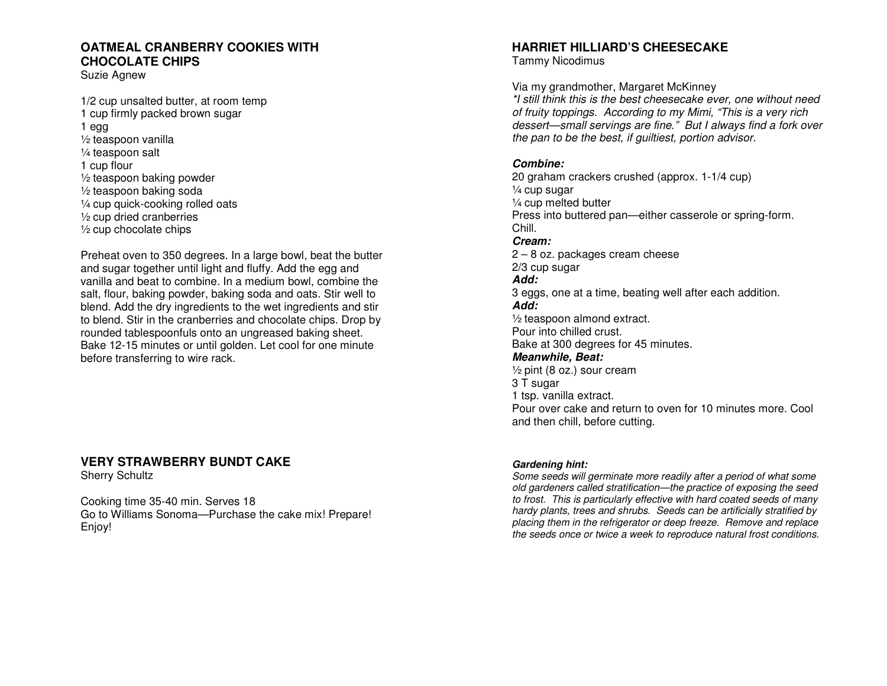## OATMEAL CRANBERRY COOKIES WITH CHOCOLATE CHIPS

Suzie Agnew

1/2 cup unsalted butter, at room temp
1 cup firmly packed brown sugar
1 egg
½ teaspoon vanilla
¼ teaspoon salt
1 cup flour
½ teaspoon baking powder
½ teaspoon baking soda
¼ cup quick-cooking rolled oats
½ cup dried cranberries
½ cup chocolate chips

Preheat oven to 350 degrees. In a large bowl, beat the butter and sugar together until light and fluffy. Add the egg and vanilla and beat to combine. In a medium bowl, combine the salt, flour, baking powder, baking soda and oats. Stir well to blend. Add the dry ingredients to the wet ingredients and stir to blend. Stir in the cranberries and chocolate chips. Drop by rounded tablespoonfuls onto an ungreased baking sheet. Bake 12-15 minutes or until golden. Let cool for one minute before transferring to wire rack.

## VERY STRAWBERRY BUNDT CAKE

Sherry Schultz

Cooking time 35-40 min. Serves 18
Go to Williams Sonoma—Purchase the cake mix! Prepare! Enjoy!

## HARRIET HILLIARD'S CHEESECAKE

Tammy Nicodimus

Via my grandmother, Margaret McKinney
*\*I still think this is the best cheesecake ever, one without need of fruity toppings. According to my Mimi, "This is a very rich dessert—small servings are fine." But I always find a fork over the pan to be the best, if guiltiest, portion advisor.*

***Combine:***
20 graham crackers crushed (approx. 1-1/4 cup)
¼ cup sugar
¼ cup melted butter
Press into buttered pan—either casserole or spring-form. Chill.
***Cream:***
2 – 8 oz. packages cream cheese
2/3 cup sugar
***Add:***
3 eggs, one at a time, beating well after each addition.
***Add:***
½ teaspoon almond extract.
Pour into chilled crust.
Bake at 300 degrees for 45 minutes.
***Meanwhile, Beat:***
½ pint (8 oz.) sour cream
3 T sugar
1 tsp. vanilla extract.
Pour over cake and return to oven for 10 minutes more. Cool and then chill, before cutting.

***Gardening hint:***
*Some seeds will germinate more readily after a period of what some old gardeners called stratification—the practice of exposing the seed to frost. This is particularly effective with hard coated seeds of many hardy plants, trees and shrubs. Seeds can be artificially stratified by placing them in the refrigerator or deep freeze. Remove and replace the seeds once or twice a week to reproduce natural frost conditions.*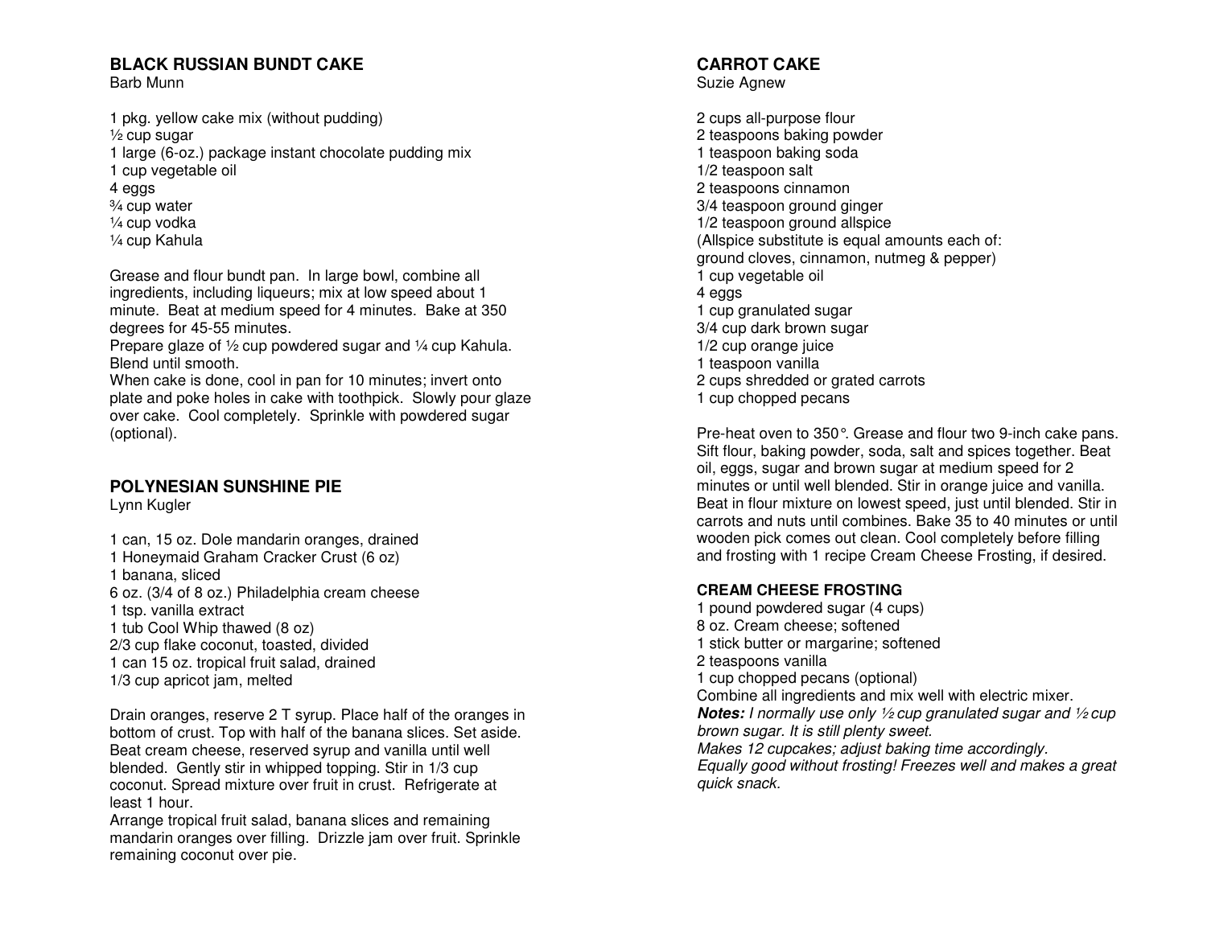## BLACK RUSSIAN BUNDT CAKE

Barb Munn

1 pkg. yellow cake mix (without pudding)
½ cup sugar
1 large (6-oz.) package instant chocolate pudding mix
1 cup vegetable oil
4 eggs
¾ cup water
¼ cup vodka
¼ cup Kahula

Grease and flour bundt pan. In large bowl, combine all ingredients, including liqueurs; mix at low speed about 1 minute. Beat at medium speed for 4 minutes. Bake at 350 degrees for 45-55 minutes.
Prepare glaze of ½ cup powdered sugar and ¼ cup Kahula. Blend until smooth.
When cake is done, cool in pan for 10 minutes; invert onto plate and poke holes in cake with toothpick. Slowly pour glaze over cake. Cool completely. Sprinkle with powdered sugar (optional).

## POLYNESIAN SUNSHINE PIE

Lynn Kugler

1 can, 15 oz. Dole mandarin oranges, drained
1 Honeymaid Graham Cracker Crust (6 oz)
1 banana, sliced
6 oz. (3/4 of 8 oz.) Philadelphia cream cheese
1 tsp. vanilla extract
1 tub Cool Whip thawed (8 oz)
2/3 cup flake coconut, toasted, divided
1 can 15 oz. tropical fruit salad, drained
1/3 cup apricot jam, melted

Drain oranges, reserve 2 T syrup. Place half of the oranges in bottom of crust. Top with half of the banana slices. Set aside. Beat cream cheese, reserved syrup and vanilla until well blended. Gently stir in whipped topping. Stir in 1/3 cup coconut. Spread mixture over fruit in crust. Refrigerate at least 1 hour.
Arrange tropical fruit salad, banana slices and remaining mandarin oranges over filling. Drizzle jam over fruit. Sprinkle remaining coconut over pie.

## CARROT CAKE

Suzie Agnew

2 cups all-purpose flour
2 teaspoons baking powder
1 teaspoon baking soda
1/2 teaspoon salt
2 teaspoons cinnamon
3/4 teaspoon ground ginger
1/2 teaspoon ground allspice
(Allspice substitute is equal amounts each of:
ground cloves, cinnamon, nutmeg & pepper)
1 cup vegetable oil
4 eggs
1 cup granulated sugar
3/4 cup dark brown sugar
1/2 cup orange juice
1 teaspoon vanilla
2 cups shredded or grated carrots
1 cup chopped pecans

Pre-heat oven to 350°. Grease and flour two 9-inch cake pans. Sift flour, baking powder, soda, salt and spices together. Beat oil, eggs, sugar and brown sugar at medium speed for 2 minutes or until well blended. Stir in orange juice and vanilla. Beat in flour mixture on lowest speed, just until blended. Stir in carrots and nuts until combines. Bake 35 to 40 minutes or until wooden pick comes out clean. Cool completely before filling and frosting with 1 recipe Cream Cheese Frosting, if desired.

### CREAM CHEESE FROSTING

1 pound powdered sugar (4 cups)
8 oz. Cream cheese; softened
1 stick butter or margarine; softened
2 teaspoons vanilla
1 cup chopped pecans (optional)
Combine all ingredients and mix well with electric mixer.
***Notes:*** *I normally use only ½ cup granulated sugar and ½ cup brown sugar. It is still plenty sweet.*
*Makes 12 cupcakes; adjust baking time accordingly.*
*Equally good without frosting! Freezes well and makes a great quick snack.*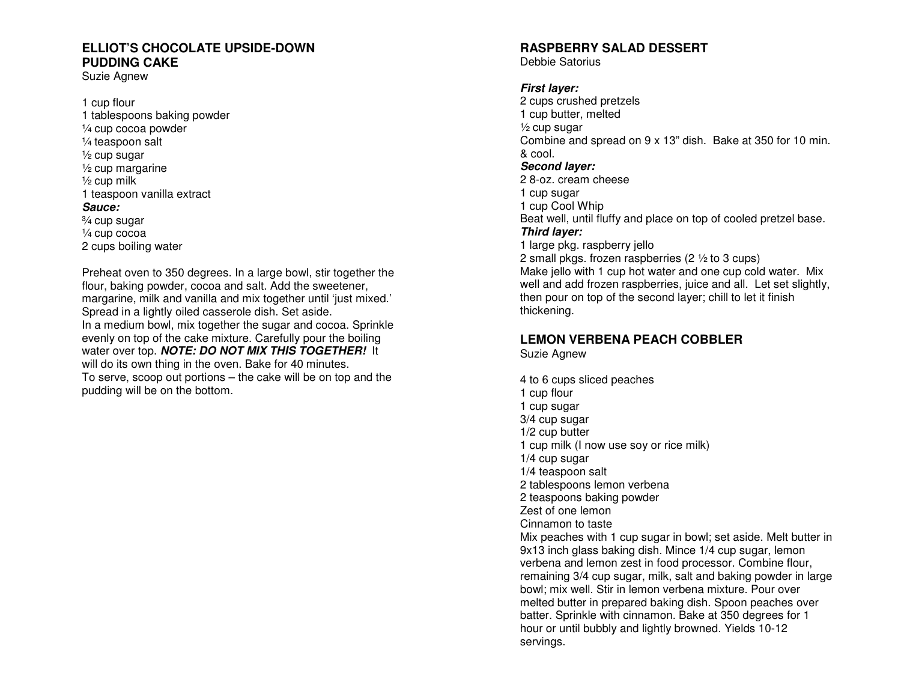## ELLIOT'S CHOCOLATE UPSIDE-DOWN PUDDING CAKE

Suzie Agnew

1 cup flour
1 tablespoons baking powder
¼ cup cocoa powder
¼ teaspoon salt
½ cup sugar
½ cup margarine
½ cup milk
1 teaspoon vanilla extract
***Sauce:***
¾ cup sugar
¼ cup cocoa
2 cups boiling water

Preheat oven to 350 degrees. In a large bowl, stir together the flour, baking powder, cocoa and salt. Add the sweetener, margarine, milk and vanilla and mix together until 'just mixed.' Spread in a lightly oiled casserole dish. Set aside.
In a medium bowl, mix together the sugar and cocoa. Sprinkle evenly on top of the cake mixture. Carefully pour the boiling water over top. ***NOTE: DO NOT MIX THIS TOGETHER!*** It will do its own thing in the oven. Bake for 40 minutes.
To serve, scoop out portions – the cake will be on top and the pudding will be on the bottom.

## RASPBERRY SALAD DESSERT

Debbie Satorius

***First layer:***
2 cups crushed pretzels
1 cup butter, melted
½ cup sugar
Combine and spread on 9 x 13" dish. Bake at 350 for 10 min. & cool.
***Second layer:***
2 8-oz. cream cheese
1 cup sugar
1 cup Cool Whip
Beat well, until fluffy and place on top of cooled pretzel base.
***Third layer:***
1 large pkg. raspberry jello
2 small pkgs. frozen raspberries (2 ½ to 3 cups)
Make jello with 1 cup hot water and one cup cold water. Mix well and add frozen raspberries, juice and all. Let set slightly, then pour on top of the second layer; chill to let it finish thickening.

## LEMON VERBENA PEACH COBBLER

Suzie Agnew

4 to 6 cups sliced peaches
1 cup flour
1 cup sugar
3/4 cup sugar
1/2 cup butter
1 cup milk (I now use soy or rice milk)
1/4 cup sugar
1/4 teaspoon salt
2 tablespoons lemon verbena
2 teaspoons baking powder
Zest of one lemon
Cinnamon to taste
Mix peaches with 1 cup sugar in bowl; set aside. Melt butter in 9x13 inch glass baking dish. Mince 1/4 cup sugar, lemon verbena and lemon zest in food processor. Combine flour, remaining 3/4 cup sugar, milk, salt and baking powder in large bowl; mix well. Stir in lemon verbena mixture. Pour over melted butter in prepared baking dish. Spoon peaches over batter. Sprinkle with cinnamon. Bake at 350 degrees for 1 hour or until bubbly and lightly browned. Yields 10-12 servings.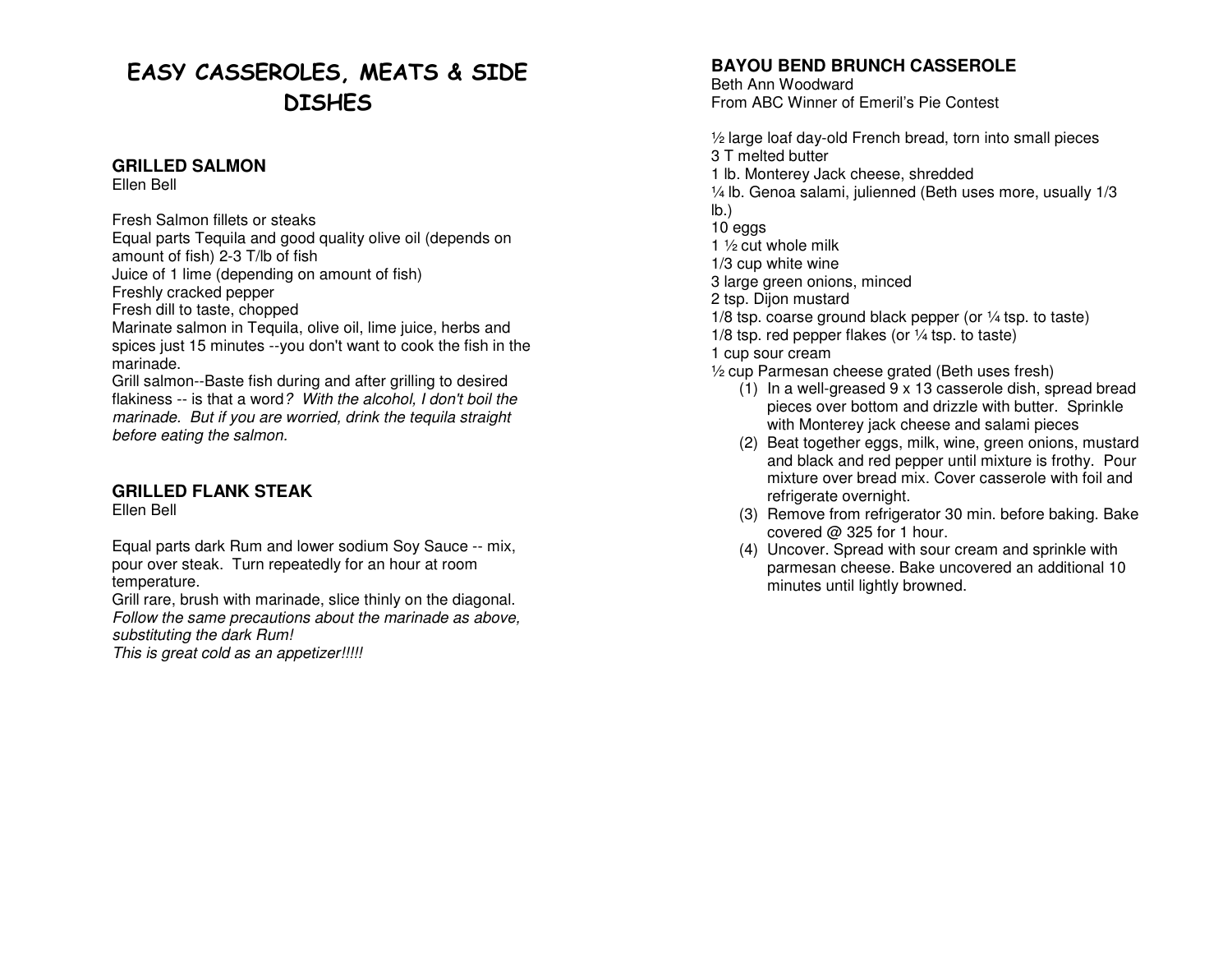# EASY CASSEROLES, MEATS & SIDE DISHES

## GRILLED SALMON
Ellen Bell

Fresh Salmon fillets or steaks
Equal parts Tequila and good quality olive oil (depends on amount of fish) 2-3 T/lb of fish
Juice of 1 lime (depending on amount of fish)
Freshly cracked pepper
Fresh dill to taste, chopped
Marinate salmon in Tequila, olive oil, lime juice, herbs and spices just 15 minutes --you don't want to cook the fish in the marinade.
Grill salmon--Baste fish during and after grilling to desired flakiness -- is that a word*? With the alcohol, I don't boil the marinade. But if you are worried, drink the tequila straight before eating the salmon.*

## GRILLED FLANK STEAK
Ellen Bell

Equal parts dark Rum and lower sodium Soy Sauce -- mix, pour over steak. Turn repeatedly for an hour at room temperature.
Grill rare, brush with marinade, slice thinly on the diagonal.
*Follow the same precautions about the marinade as above, substituting the dark Rum!*
*This is great cold as an appetizer!!!!!*

## BAYOU BEND BRUNCH CASSEROLE
Beth Ann Woodward
From ABC Winner of Emeril's Pie Contest

½ large loaf day-old French bread, torn into small pieces
3 T melted butter
1 lb. Monterey Jack cheese, shredded
¼ lb. Genoa salami, julienned (Beth uses more, usually 1/3 lb.)
10 eggs
1 ½ cut whole milk
1/3 cup white wine
3 large green onions, minced
2 tsp. Dijon mustard
1/8 tsp. coarse ground black pepper (or ¼ tsp. to taste)
1/8 tsp. red pepper flakes (or ¼ tsp. to taste)
1 cup sour cream
½ cup Parmesan cheese grated (Beth uses fresh)

1. In a well-greased 9 x 13 casserole dish, spread bread pieces over bottom and drizzle with butter. Sprinkle with Monterey jack cheese and salami pieces
2. Beat together eggs, milk, wine, green onions, mustard and black and red pepper until mixture is frothy. Pour mixture over bread mix. Cover casserole with foil and refrigerate overnight.
3. Remove from refrigerator 30 min. before baking. Bake covered @ 325 for 1 hour.
4. Uncover. Spread with sour cream and sprinkle with parmesan cheese. Bake uncovered an additional 10 minutes until lightly browned.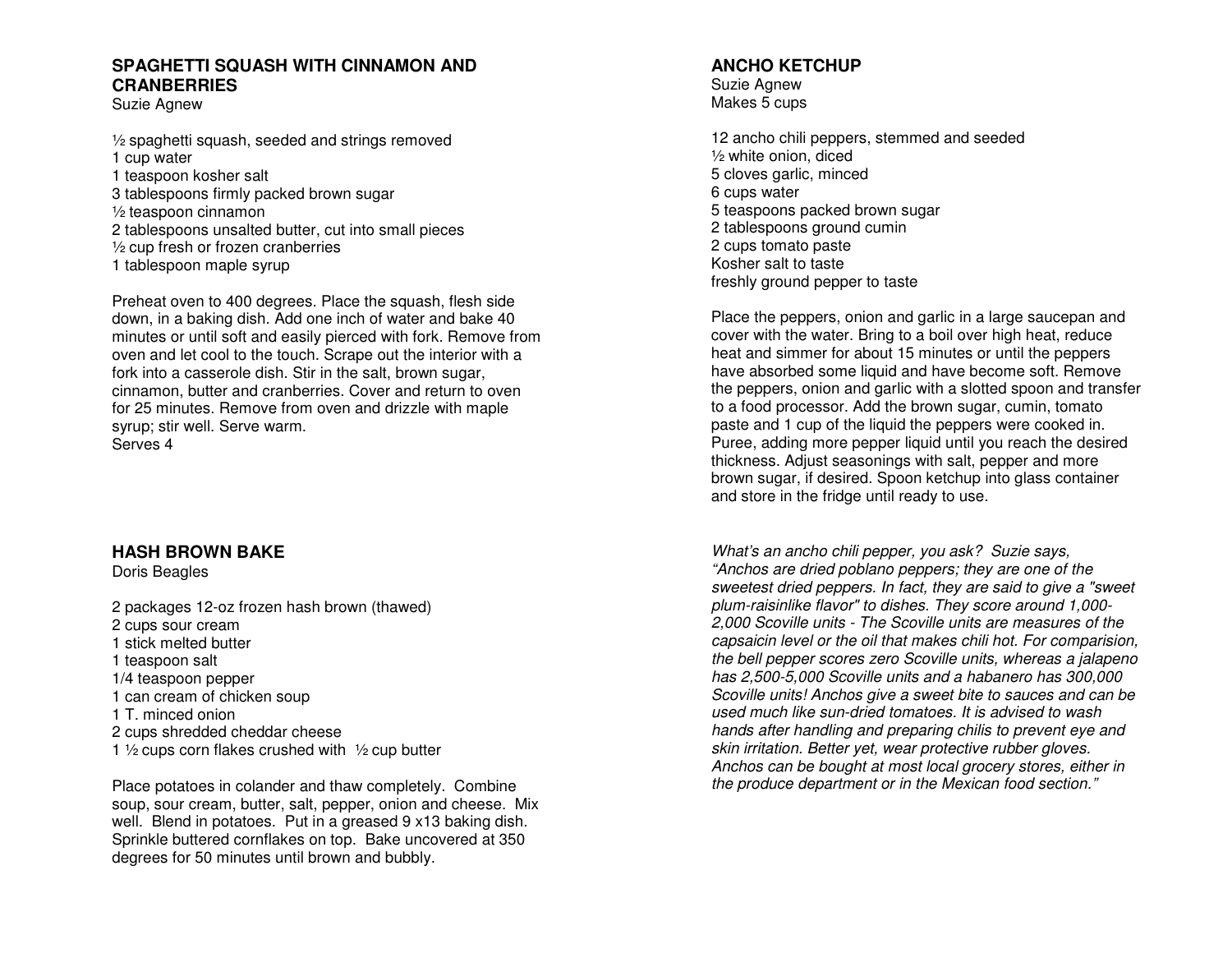## SPAGHETTI SQUASH WITH CINNAMON AND CRANBERRIES

Suzie Agnew

½ spaghetti squash, seeded and strings removed
1 cup water
1 teaspoon kosher salt
3 tablespoons firmly packed brown sugar
½ teaspoon cinnamon
2 tablespoons unsalted butter, cut into small pieces
½ cup fresh or frozen cranberries
1 tablespoon maple syrup

Preheat oven to 400 degrees. Place the squash, flesh side down, in a baking dish. Add one inch of water and bake 40 minutes or until soft and easily pierced with fork. Remove from oven and let cool to the touch. Scrape out the interior with a fork into a casserole dish. Stir in the salt, brown sugar, cinnamon, butter and cranberries. Cover and return to oven for 25 minutes. Remove from oven and drizzle with maple syrup; stir well. Serve warm.
Serves 4

## HASH BROWN BAKE

Doris Beagles

2 packages 12-oz frozen hash brown (thawed)
2 cups sour cream
1 stick melted butter
1 teaspoon salt
1/4 teaspoon pepper
1 can cream of chicken soup
1 T. minced onion
2 cups shredded cheddar cheese
1 ½ cups corn flakes crushed with ½ cup butter

Place potatoes in colander and thaw completely. Combine soup, sour cream, butter, salt, pepper, onion and cheese. Mix well. Blend in potatoes. Put in a greased 9 x13 baking dish. Sprinkle buttered cornflakes on top. Bake uncovered at 350 degrees for 50 minutes until brown and bubbly.

## ANCHO KETCHUP

Suzie Agnew
Makes 5 cups

12 ancho chili peppers, stemmed and seeded
½ white onion, diced
5 cloves garlic, minced
6 cups water
5 teaspoons packed brown sugar
2 tablespoons ground cumin
2 cups tomato paste
Kosher salt to taste
freshly ground pepper to taste

Place the peppers, onion and garlic in a large saucepan and cover with the water. Bring to a boil over high heat, reduce heat and simmer for about 15 minutes or until the peppers have absorbed some liquid and have become soft. Remove the peppers, onion and garlic with a slotted spoon and transfer to a food processor. Add the brown sugar, cumin, tomato paste and 1 cup of the liquid the peppers were cooked in. Puree, adding more pepper liquid until you reach the desired thickness. Adjust seasonings with salt, pepper and more brown sugar, if desired. Spoon ketchup into glass container and store in the fridge until ready to use.

*What's an ancho chili pepper, you ask? Suzie says, "Anchos are dried poblano peppers; they are one of the sweetest dried peppers. In fact, they are said to give a "sweet plum-raisinlike flavor" to dishes. They score around 1,000-2,000 Scoville units - The Scoville units are measures of the capsaicin level or the oil that makes chili hot. For comparision, the bell pepper scores zero Scoville units, whereas a jalapeno has 2,500-5,000 Scoville units and a habanero has 300,000 Scoville units! Anchos give a sweet bite to sauces and can be used much like sun-dried tomatoes. It is advised to wash hands after handling and preparing chilis to prevent eye and skin irritation. Better yet, wear protective rubber gloves. Anchos can be bought at most local grocery stores, either in the produce department or in the Mexican food section."*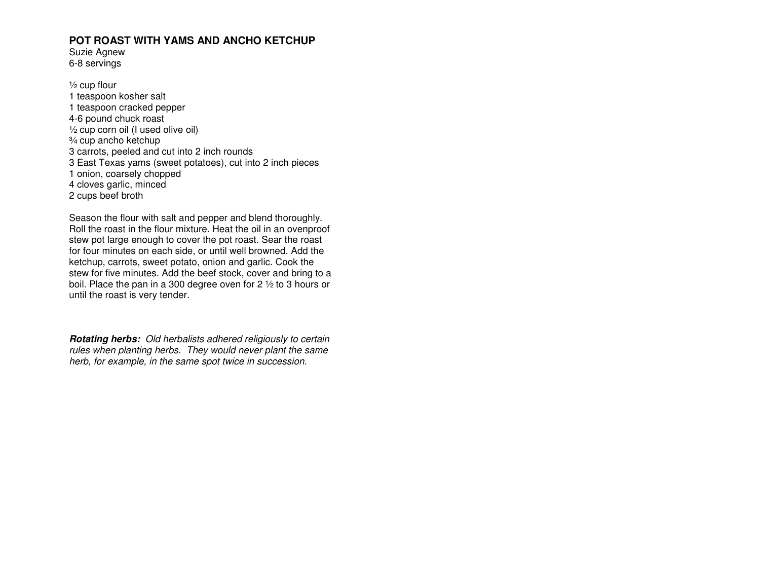## POT ROAST WITH YAMS AND ANCHO KETCHUP

Suzie Agnew
6-8 servings

½ cup flour
1 teaspoon kosher salt
1 teaspoon cracked pepper
4-6 pound chuck roast
½ cup corn oil (I used olive oil)
¾ cup ancho ketchup
3 carrots, peeled and cut into 2 inch rounds
3 East Texas yams (sweet potatoes), cut into 2 inch pieces
1 onion, coarsely chopped
4 cloves garlic, minced
2 cups beef broth

Season the flour with salt and pepper and blend thoroughly. Roll the roast in the flour mixture. Heat the oil in an ovenproof stew pot large enough to cover the pot roast. Sear the roast for four minutes on each side, or until well browned. Add the ketchup, carrots, sweet potato, onion and garlic. Cook the stew for five minutes. Add the beef stock, cover and bring to a boil. Place the pan in a 300 degree oven for 2 ½ to 3 hours or until the roast is very tender.

***Rotating herbs:*** *Old herbalists adhered religiously to certain rules when planting herbs. They would never plant the same herb, for example, in the same spot twice in succession.*